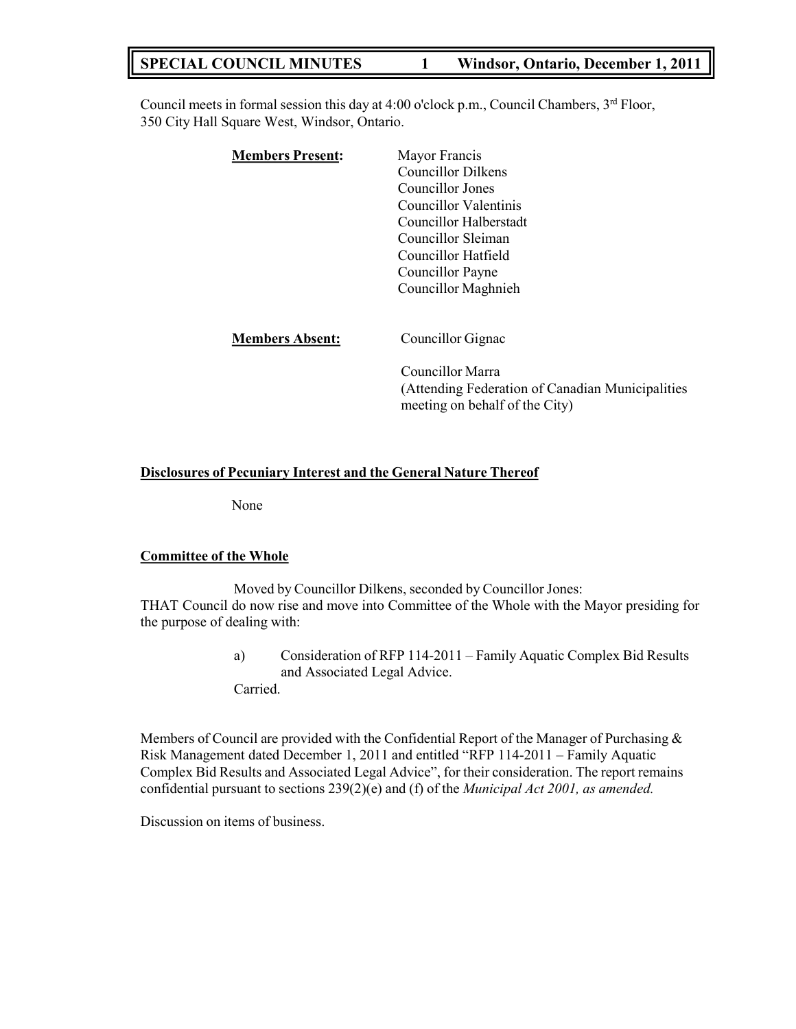# SPECIAL COUNCIL MINUTES — Windsor, Ontario, December 1, 2011

Council meets in formal session this day at 4:00 o'clock p.m., Council Chambers, 3rd Floor, 350 City Hall Square West, Windsor, Ontario.

**Members Present:**

Mayor Francis
Councillor Dilkens
Councillor Jones
Councillor Valentinis
Councillor Halberstadt
Councillor Sleiman
Councillor Hatfield
Councillor Payne
Councillor Maghnieh

**Members Absent:**

Councillor Gignac

Councillor Marra
(Attending Federation of Canadian Municipalities meeting on behalf of the City)

**Disclosures of Pecuniary Interest and the General Nature Thereof**

None

**Committee of the Whole**

Moved by Councillor Dilkens, seconded by Councillor Jones:
THAT Council do now rise and move into Committee of the Whole with the Mayor presiding for the purpose of dealing with:

a) Consideration of RFP 114-2011 – Family Aquatic Complex Bid Results and Associated Legal Advice.

Carried.

Members of Council are provided with the Confidential Report of the Manager of Purchasing & Risk Management dated December 1, 2011 and entitled "RFP 114-2011 – Family Aquatic Complex Bid Results and Associated Legal Advice", for their consideration. The report remains confidential pursuant to sections 239(2)(e) and (f) of the *Municipal Act 2001, as amended.*

Discussion on items of business.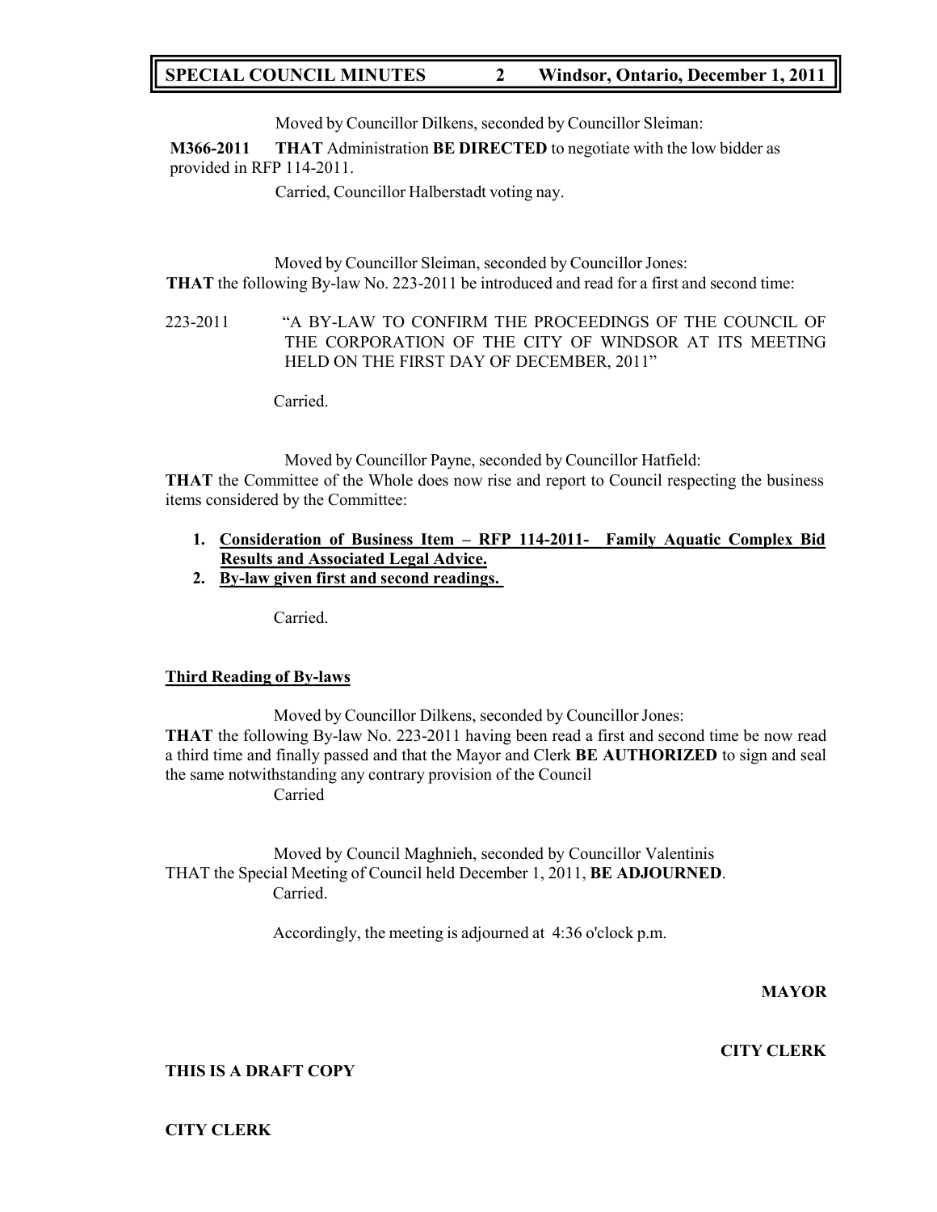Moved by Councillor Dilkens, seconded by Councillor Sleiman:

**M366-2011** **THAT** Administration **BE DIRECTED** to negotiate with the low bidder as provided in RFP 114-2011.

Carried, Councillor Halberstadt voting nay.

Moved by Councillor Sleiman, seconded by Councillor Jones:

**THAT** the following By-law No. 223-2011 be introduced and read for a first and second time:

223-2011 "A BY-LAW TO CONFIRM THE PROCEEDINGS OF THE COUNCIL OF THE CORPORATION OF THE CITY OF WINDSOR AT ITS MEETING HELD ON THE FIRST DAY OF DECEMBER, 2011"

Carried.

Moved by Councillor Payne, seconded by Councillor Hatfield:

**THAT** the Committee of the Whole does now rise and report to Council respecting the business items considered by the Committee:

1. **Consideration of Business Item – RFP 114-2011- Family Aquatic Complex Bid Results and Associated Legal Advice.**
2. **By-law given first and second readings.**

Carried.

**Third Reading of By-laws**

Moved by Councillor Dilkens, seconded by Councillor Jones:

**THAT** the following By-law No. 223-2011 having been read a first and second time be now read a third time and finally passed and that the Mayor and Clerk **BE AUTHORIZED** to sign and seal the same notwithstanding any contrary provision of the Council

Carried

Moved by Council Maghnieh, seconded by Councillor Valentinis

THAT the Special Meeting of Council held December 1, 2011, **BE ADJOURNED**.

Carried.

Accordingly, the meeting is adjourned at 4:36 o'clock p.m.

**MAYOR**

**CITY CLERK**

**THIS IS A DRAFT COPY**

**CITY CLERK**